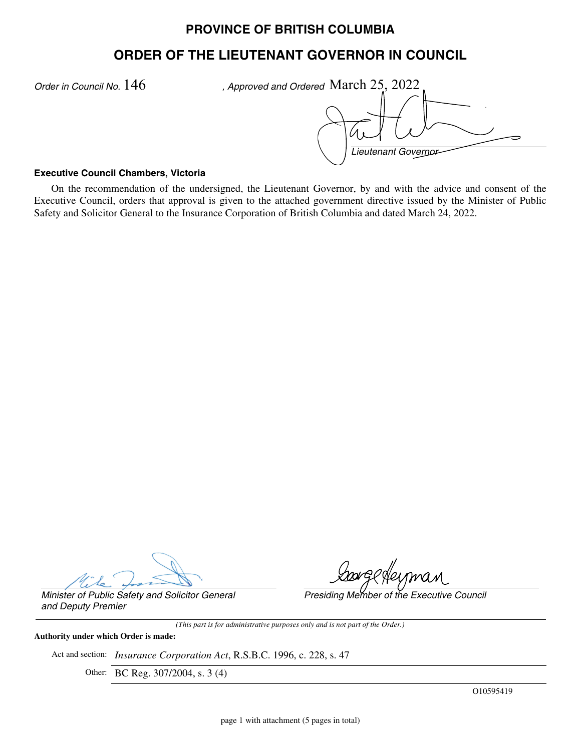# PROVINCE OF BRITISH COLUMBIA

## ORDER OF THE LIEUTENANT GOVERNOR IN COUNCIL

*Order in Council No.* 146 *, Approved and Ordered* March 25, 2022

*Lieutenant Governor*

**Executive Council Chambers, Victoria**

On the recommendation of the undersigned, the Lieutenant Governor, by and with the advice and consent of the Executive Council, orders that approval is given to the attached government directive issued by the Minister of Public Safety and Solicitor General to the Insurance Corporation of British Columbia and dated March 24, 2022.

*Minister of Public Safety and Solicitor General and Deputy Premier*

*Presiding Member of the Executive Council*

*(This part is for administrative purposes only and is not part of the Order.)*

**Authority under which Order is made:**

Act and section: *Insurance Corporation Act*, R.S.B.C. 1996, c. 228, s. 47

Other: BC Reg. 307/2004, s. 3 (4)

O10595419

page 1 with attachment (5 pages in total)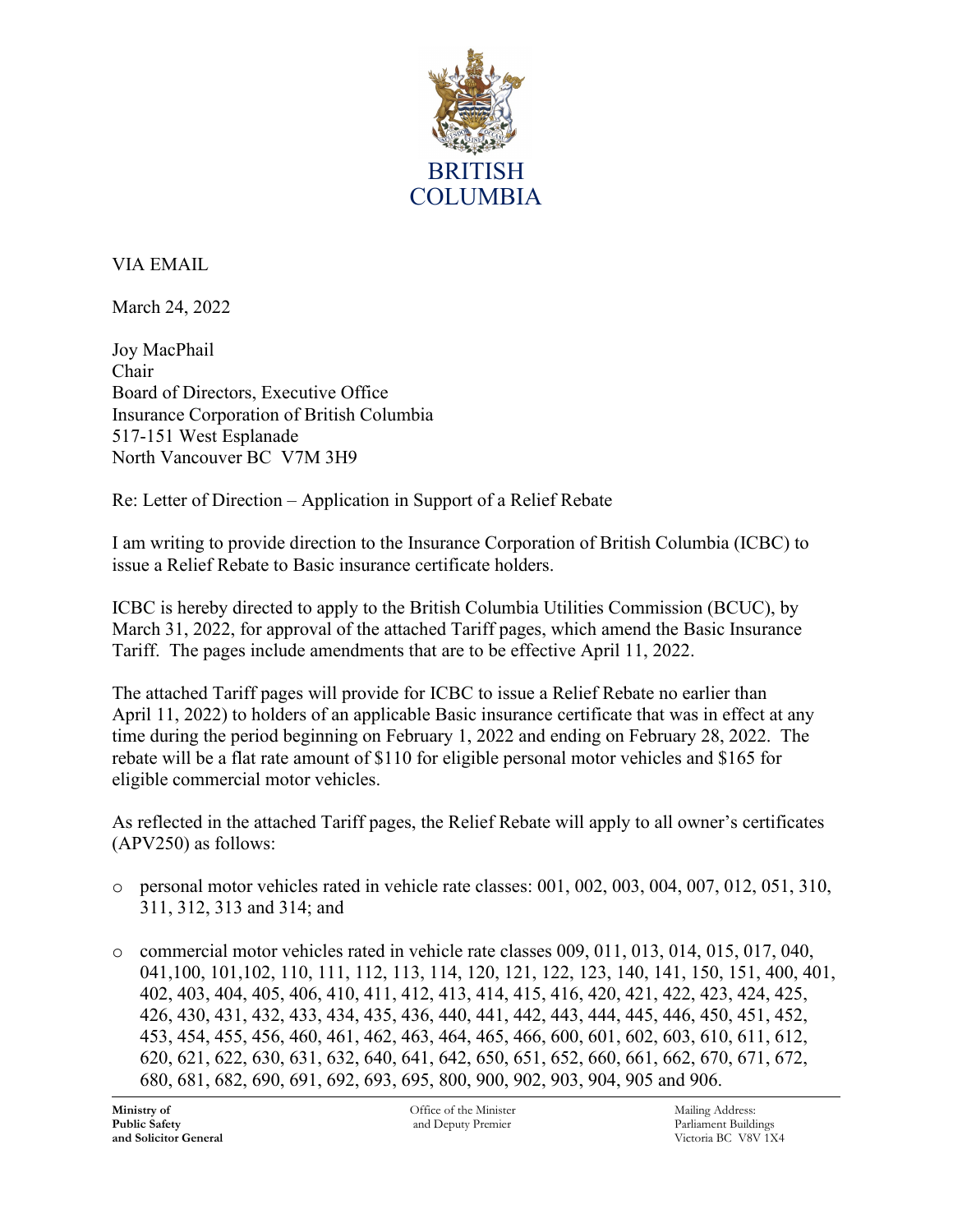BRITISH COLUMBIA

VIA EMAIL

March 24, 2022

Joy MacPhail
Chair
Board of Directors, Executive Office
Insurance Corporation of British Columbia
517-151 West Esplanade
North Vancouver BC V7M 3H9

Re: Letter of Direction – Application in Support of a Relief Rebate

I am writing to provide direction to the Insurance Corporation of British Columbia (ICBC) to issue a Relief Rebate to Basic insurance certificate holders.

ICBC is hereby directed to apply to the British Columbia Utilities Commission (BCUC), by March 31, 2022, for approval of the attached Tariff pages, which amend the Basic Insurance Tariff. The pages include amendments that are to be effective April 11, 2022.

The attached Tariff pages will provide for ICBC to issue a Relief Rebate no earlier than April 11, 2022) to holders of an applicable Basic insurance certificate that was in effect at any time during the period beginning on February 1, 2022 and ending on February 28, 2022. The rebate will be a flat rate amount of $110 for eligible personal motor vehicles and $165 for eligible commercial motor vehicles.

As reflected in the attached Tariff pages, the Relief Rebate will apply to all owner's certificates (APV250) as follows:

- personal motor vehicles rated in vehicle rate classes: 001, 002, 003, 004, 007, 012, 051, 310, 311, 312, 313 and 314; and
- commercial motor vehicles rated in vehicle rate classes 009, 011, 013, 014, 015, 017, 040, 041,100, 101,102, 110, 111, 112, 113, 114, 120, 121, 122, 123, 140, 141, 150, 151, 400, 401, 402, 403, 404, 405, 406, 410, 411, 412, 413, 414, 415, 416, 420, 421, 422, 423, 424, 425, 426, 430, 431, 432, 433, 434, 435, 436, 440, 441, 442, 443, 444, 445, 446, 450, 451, 452, 453, 454, 455, 456, 460, 461, 462, 463, 464, 465, 466, 600, 601, 602, 603, 610, 611, 612, 620, 621, 622, 630, 631, 632, 640, 641, 642, 650, 651, 652, 660, 661, 662, 670, 671, 672, 680, 681, 682, 690, 691, 692, 693, 695, 800, 900, 902, 903, 904, 905 and 906.

**Ministry of Public Safety and Solicitor General** | Office of the Minister and Deputy Premier | Mailing Address: Parliament Buildings Victoria BC V8V 1X4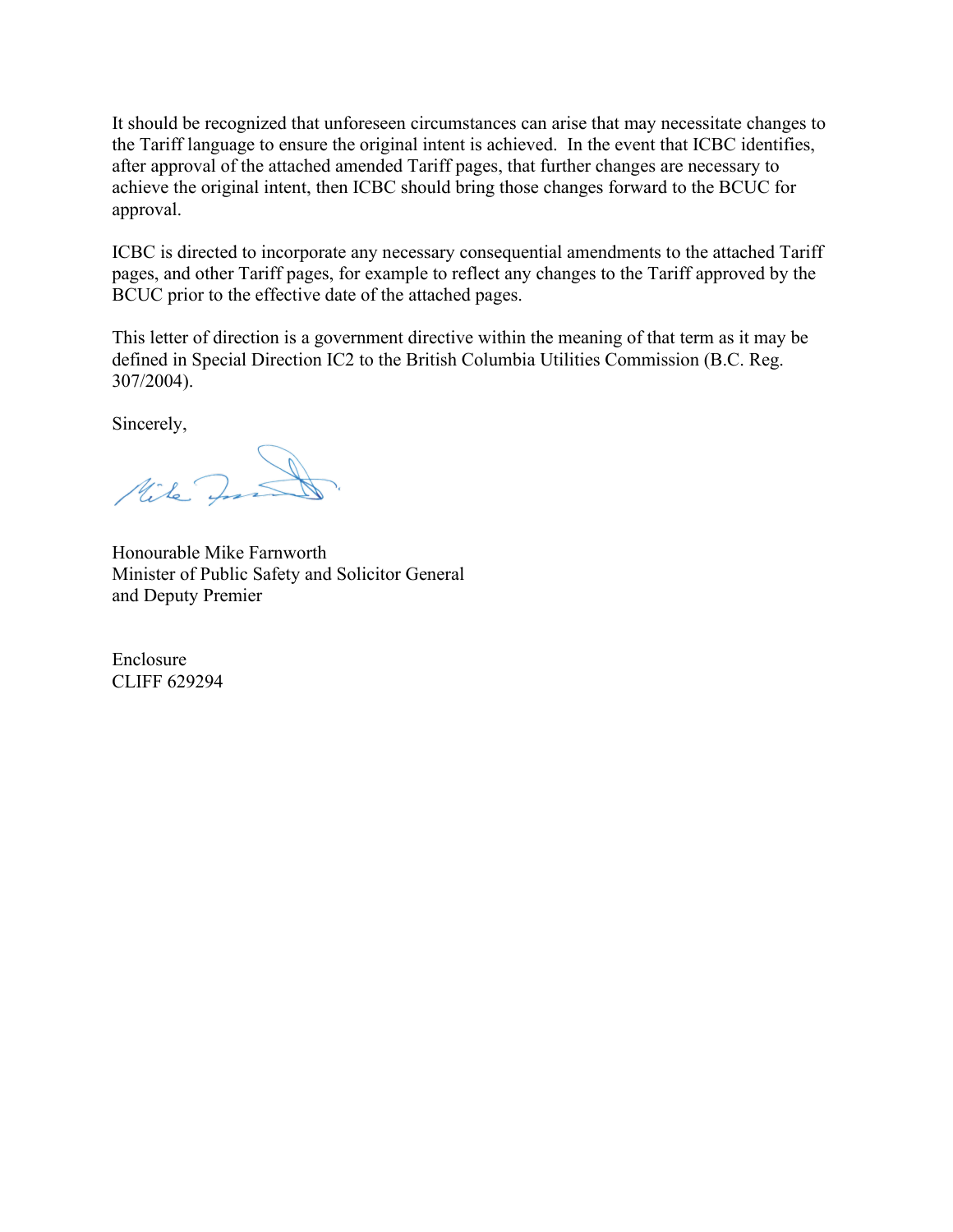It should be recognized that unforeseen circumstances can arise that may necessitate changes to the Tariff language to ensure the original intent is achieved. In the event that ICBC identifies, after approval of the attached amended Tariff pages, that further changes are necessary to achieve the original intent, then ICBC should bring those changes forward to the BCUC for approval.

ICBC is directed to incorporate any necessary consequential amendments to the attached Tariff pages, and other Tariff pages, for example to reflect any changes to the Tariff approved by the BCUC prior to the effective date of the attached pages.

This letter of direction is a government directive within the meaning of that term as it may be defined in Special Direction IC2 to the British Columbia Utilities Commission (B.C. Reg. 307/2004).

Sincerely,

Honourable Mike Farnworth
Minister of Public Safety and Solicitor General
and Deputy Premier

Enclosure
CLIFF 629294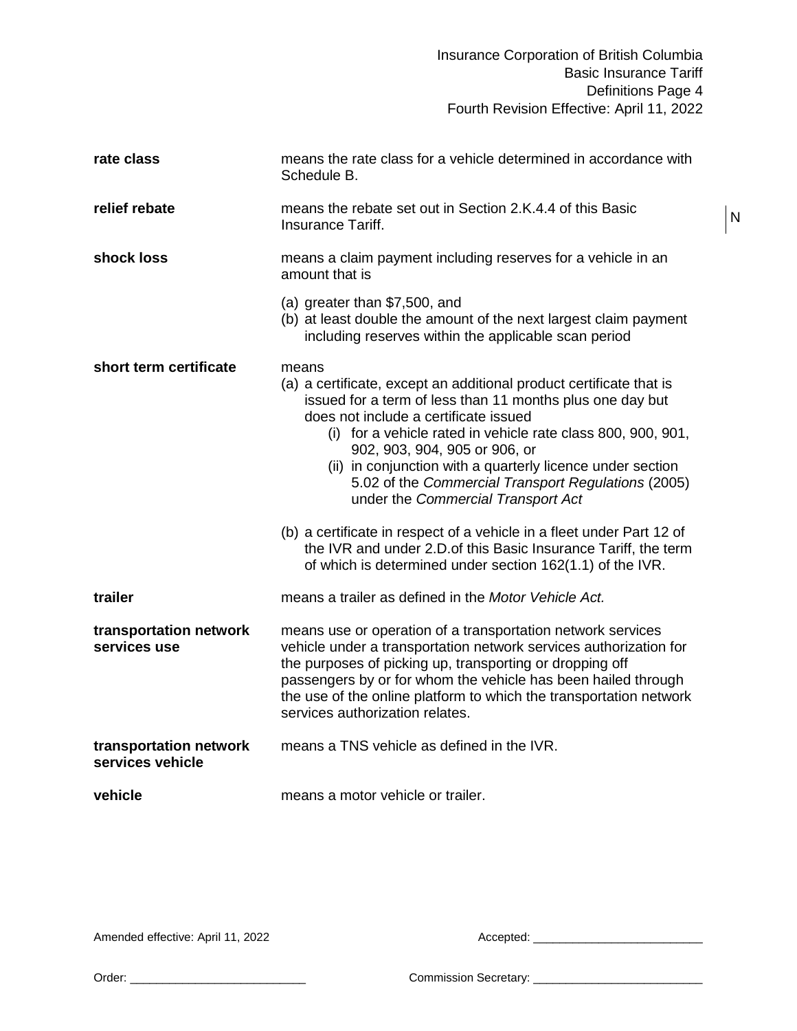**rate class** means the rate class for a vehicle determined in accordance with Schedule B.

**relief rebate** means the rebate set out in Section 2.K.4.4 of this Basic Insurance Tariff. N

**shock loss** means a claim payment including reserves for a vehicle in an amount that is

(a) greater than $7,500, and
(b) at least double the amount of the next largest claim payment including reserves within the applicable scan period

**short term certificate** means

(a) a certificate, except an additional product certificate that is issued for a term of less than 11 months plus one day but does not include a certificate issued
    (i) for a vehicle rated in vehicle rate class 800, 900, 901, 902, 903, 904, 905 or 906, or
    (ii) in conjunction with a quarterly licence under section 5.02 of the *Commercial Transport Regulations* (2005) under the *Commercial Transport Act*

(b) a certificate in respect of a vehicle in a fleet under Part 12 of the IVR and under 2.D.of this Basic Insurance Tariff, the term of which is determined under section 162(1.1) of the IVR.

**trailer** means a trailer as defined in the *Motor Vehicle Act.*

**transportation network services use** means use or operation of a transportation network services vehicle under a transportation network services authorization for the purposes of picking up, transporting or dropping off passengers by or for whom the vehicle has been hailed through the use of the online platform to which the transportation network services authorization relates.

**transportation network services vehicle** means a TNS vehicle as defined in the IVR.

**vehicle** means a motor vehicle or trailer.

Amended effective: April 11, 2022 Accepted: \_\_\_\_\_\_\_\_\_\_\_\_\_\_\_\_\_\_\_\_\_\_\_\_\_

Order: \_\_\_\_\_\_\_\_\_\_\_\_\_\_\_\_\_\_\_\_\_\_\_\_\_\_\_ Commission Secretary: \_\_\_\_\_\_\_\_\_\_\_\_\_\_\_\_\_\_\_\_\_\_\_\_\_\_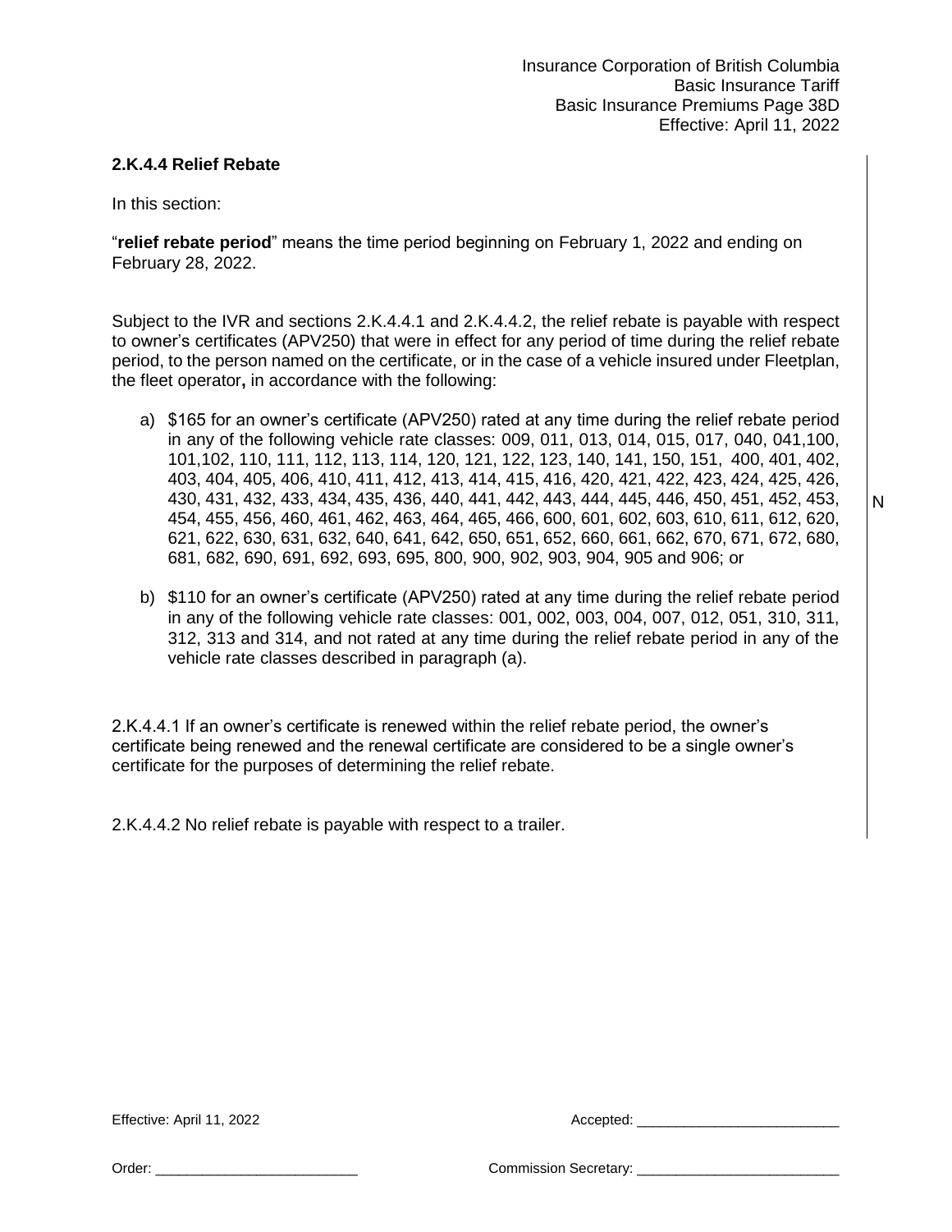### 2.K.4.4 Relief Rebate

In this section:

"**relief rebate period**" means the time period beginning on February 1, 2022 and ending on February 28, 2022.

Subject to the IVR and sections 2.K.4.4.1 and 2.K.4.4.2, the relief rebate is payable with respect to owner's certificates (APV250) that were in effect for any period of time during the relief rebate period, to the person named on the certificate, or in the case of a vehicle insured under Fleetplan, the fleet operator**,** in accordance with the following:

a) $165 for an owner's certificate (APV250) rated at any time during the relief rebate period in any of the following vehicle rate classes: 009, 011, 013, 014, 015, 017, 040, 041,100, 101,102, 110, 111, 112, 113, 114, 120, 121, 122, 123, 140, 141, 150, 151, 400, 401, 402, 403, 404, 405, 406, 410, 411, 412, 413, 414, 415, 416, 420, 421, 422, 423, 424, 425, 426, 430, 431, 432, 433, 434, 435, 436, 440, 441, 442, 443, 444, 445, 446, 450, 451, 452, 453, 454, 455, 456, 460, 461, 462, 463, 464, 465, 466, 600, 601, 602, 603, 610, 611, 612, 620, 621, 622, 630, 631, 632, 640, 641, 642, 650, 651, 652, 660, 661, 662, 670, 671, 672, 680, 681, 682, 690, 691, 692, 693, 695, 800, 900, 902, 903, 904, 905 and 906; or

b) $110 for an owner's certificate (APV250) rated at any time during the relief rebate period in any of the following vehicle rate classes: 001, 002, 003, 004, 007, 012, 051, 310, 311, 312, 313 and 314, and not rated at any time during the relief rebate period in any of the vehicle rate classes described in paragraph (a).

N

2.K.4.4.1 If an owner's certificate is renewed within the relief rebate period, the owner's certificate being renewed and the renewal certificate are considered to be a single owner's certificate for the purposes of determining the relief rebate.

2.K.4.4.2 No relief rebate is payable with respect to a trailer.